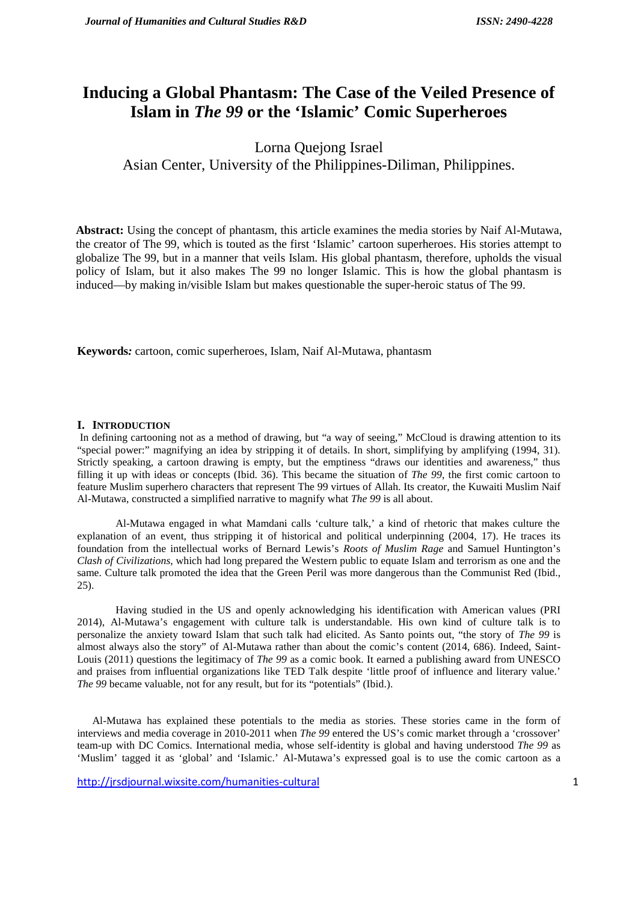# Inducing a Global Phantasm: The Case of the Veiled Presence of Islam in *The 99* or the 'Islamic' Comic Superheroes

Lorna Quejong Israel
Asian Center, University of the Philippines-Diliman, Philippines.

**Abstract:** Using the concept of phantasm, this article examines the media stories by Naif Al-Mutawa, the creator of The 99, which is touted as the first 'Islamic' cartoon superheroes. His stories attempt to globalize The 99, but in a manner that veils Islam. His global phantasm, therefore, upholds the visual policy of Islam, but it also makes The 99 no longer Islamic. This is how the global phantasm is induced—by making in/visible Islam but makes questionable the super-heroic status of The 99.

**Keywords***:* cartoon, comic superheroes, Islam, Naif Al-Mutawa, phantasm

## I. Introduction

In defining cartooning not as a method of drawing, but "a way of seeing," McCloud is drawing attention to its "special power:" magnifying an idea by stripping it of details. In short, simplifying by amplifying (1994, 31). Strictly speaking, a cartoon drawing is empty, but the emptiness "draws our identities and awareness," thus filling it up with ideas or concepts (Ibid. 36). This became the situation of *The 99*, the first comic cartoon to feature Muslim superhero characters that represent The 99 virtues of Allah. Its creator, the Kuwaiti Muslim Naif Al-Mutawa, constructed a simplified narrative to magnify what *The 99* is all about.

Al-Mutawa engaged in what Mamdani calls 'culture talk,' a kind of rhetoric that makes culture the explanation of an event, thus stripping it of historical and political underpinning (2004, 17). He traces its foundation from the intellectual works of Bernard Lewis's *Roots of Muslim Rage* and Samuel Huntington's *Clash of Civilizations*, which had long prepared the Western public to equate Islam and terrorism as one and the same. Culture talk promoted the idea that the Green Peril was more dangerous than the Communist Red (Ibid., 25).

Having studied in the US and openly acknowledging his identification with American values (PRI 2014), Al-Mutawa's engagement with culture talk is understandable. His own kind of culture talk is to personalize the anxiety toward Islam that such talk had elicited. As Santo points out, "the story of *The 99* is almost always also the story" of Al-Mutawa rather than about the comic's content (2014, 686). Indeed, Saint-Louis (2011) questions the legitimacy of *The 99* as a comic book. It earned a publishing award from UNESCO and praises from influential organizations like TED Talk despite 'little proof of influence and literary value.' *The 99* became valuable, not for any result, but for its "potentials" (Ibid.).

Al-Mutawa has explained these potentials to the media as stories. These stories came in the form of interviews and media coverage in 2010-2011 when *The 99* entered the US's comic market through a 'crossover' team-up with DC Comics. International media, whose self-identity is global and having understood *The 99* as 'Muslim' tagged it as 'global' and 'Islamic.' Al-Mutawa's expressed goal is to use the comic cartoon as a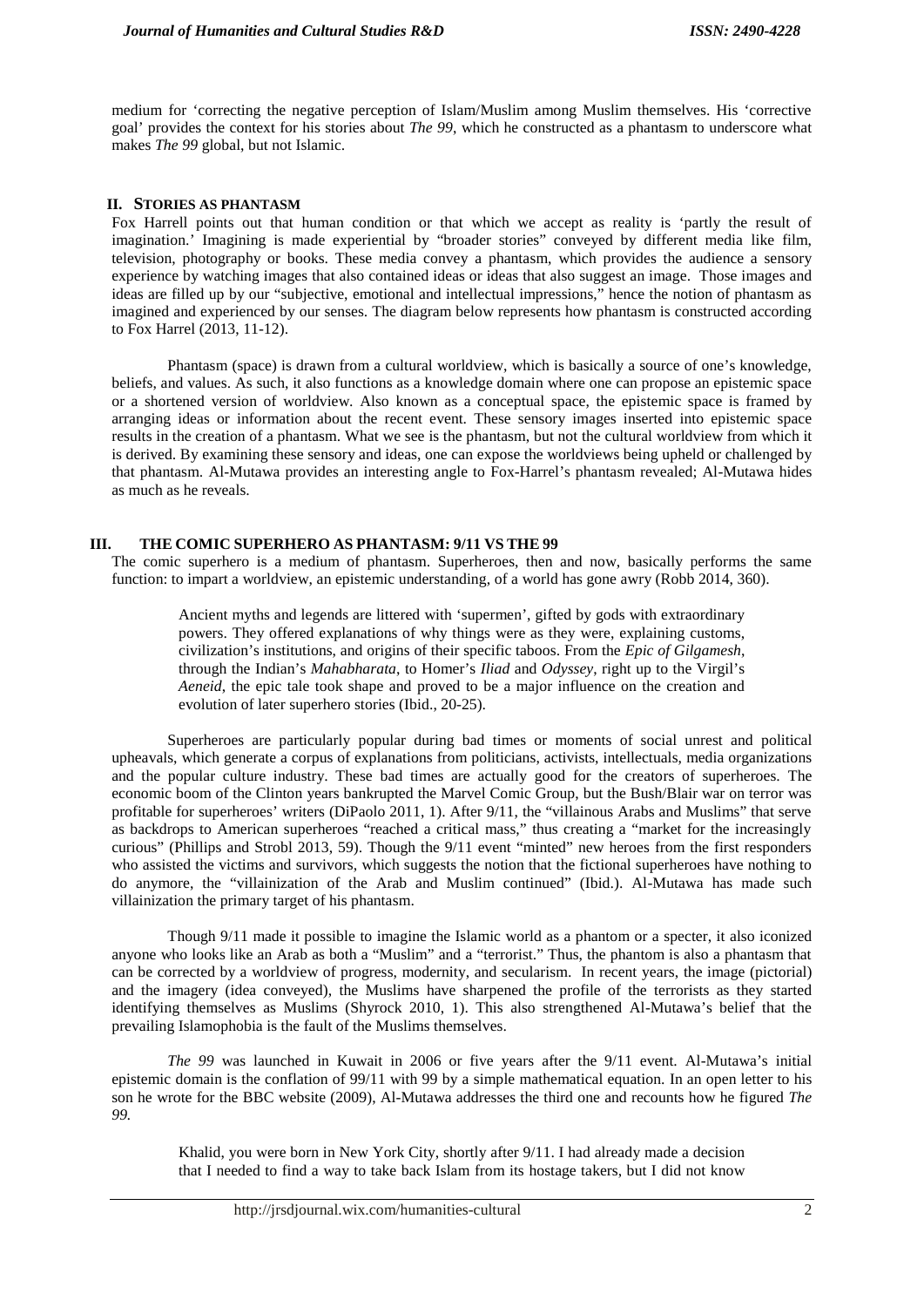medium for 'correcting the negative perception of Islam/Muslim among Muslim themselves. His 'corrective goal' provides the context for his stories about *The 99*, which he constructed as a phantasm to underscore what makes *The 99* global, but not Islamic.

## II. STORIES AS PHANTASM

Fox Harrell points out that human condition or that which we accept as reality is 'partly the result of imagination.' Imagining is made experiential by "broader stories" conveyed by different media like film, television, photography or books. These media convey a phantasm, which provides the audience a sensory experience by watching images that also contained ideas or ideas that also suggest an image. Those images and ideas are filled up by our "subjective, emotional and intellectual impressions," hence the notion of phantasm as imagined and experienced by our senses. The diagram below represents how phantasm is constructed according to Fox Harrel (2013, 11-12).

Phantasm (space) is drawn from a cultural worldview, which is basically a source of one's knowledge, beliefs, and values. As such, it also functions as a knowledge domain where one can propose an epistemic space or a shortened version of worldview. Also known as a conceptual space, the epistemic space is framed by arranging ideas or information about the recent event. These sensory images inserted into epistemic space results in the creation of a phantasm. What we see is the phantasm, but not the cultural worldview from which it is derived. By examining these sensory and ideas, one can expose the worldviews being upheld or challenged by that phantasm. Al-Mutawa provides an interesting angle to Fox-Harrel's phantasm revealed; Al-Mutawa hides as much as he reveals.

## III. THE COMIC SUPERHERO AS PHANTASM: 9/11 VS THE 99

The comic superhero is a medium of phantasm. Superheroes, then and now, basically performs the same function: to impart a worldview, an epistemic understanding, of a world has gone awry (Robb 2014, 360).

> Ancient myths and legends are littered with 'supermen', gifted by gods with extraordinary powers. They offered explanations of why things were as they were, explaining customs, civilization's institutions, and origins of their specific taboos. From the *Epic of Gilgamesh*, through the Indian's *Mahabharata*, to Homer's *Iliad* and *Odyssey*, right up to the Virgil's *Aeneid*, the epic tale took shape and proved to be a major influence on the creation and evolution of later superhero stories (Ibid., 20-25).

Superheroes are particularly popular during bad times or moments of social unrest and political upheavals, which generate a corpus of explanations from politicians, activists, intellectuals, media organizations and the popular culture industry. These bad times are actually good for the creators of superheroes. The economic boom of the Clinton years bankrupted the Marvel Comic Group, but the Bush/Blair war on terror was profitable for superheroes' writers (DiPaolo 2011, 1). After 9/11, the "villainous Arabs and Muslims" that serve as backdrops to American superheroes "reached a critical mass," thus creating a "market for the increasingly curious" (Phillips and Strobl 2013, 59). Though the 9/11 event "minted" new heroes from the first responders who assisted the victims and survivors, which suggests the notion that the fictional superheroes have nothing to do anymore, the "villainization of the Arab and Muslim continued" (Ibid.). Al-Mutawa has made such villainization the primary target of his phantasm.

Though 9/11 made it possible to imagine the Islamic world as a phantom or a specter, it also iconized anyone who looks like an Arab as both a "Muslim" and a "terrorist." Thus, the phantom is also a phantasm that can be corrected by a worldview of progress, modernity, and secularism. In recent years, the image (pictorial) and the imagery (idea conveyed), the Muslims have sharpened the profile of the terrorists as they started identifying themselves as Muslims (Shyrock 2010, 1). This also strengthened Al-Mutawa's belief that the prevailing Islamophobia is the fault of the Muslims themselves.

*The 99* was launched in Kuwait in 2006 or five years after the 9/11 event. Al-Mutawa's initial epistemic domain is the conflation of 99/11 with 99 by a simple mathematical equation. In an open letter to his son he wrote for the BBC website (2009), Al-Mutawa addresses the third one and recounts how he figured *The 99.*

> Khalid, you were born in New York City, shortly after 9/11. I had already made a decision that I needed to find a way to take back Islam from its hostage takers, but I did not know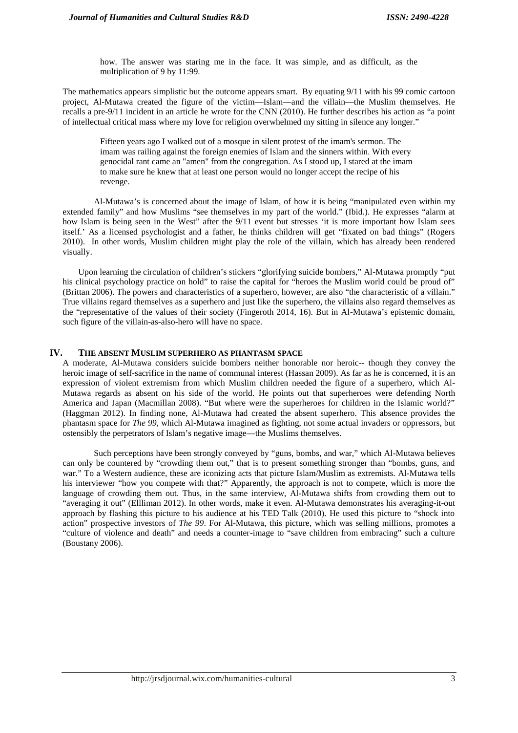> how. The answer was staring me in the face. It was simple, and as difficult, as the multiplication of 9 by 11:99.

The mathematics appears simplistic but the outcome appears smart. By equating 9/11 with his 99 comic cartoon project, Al-Mutawa created the figure of the victim—Islam—and the villain—the Muslim themselves. He recalls a pre-9/11 incident in an article he wrote for the CNN (2010). He further describes his action as "a point of intellectual critical mass where my love for religion overwhelmed my sitting in silence any longer."

> Fifteen years ago I walked out of a mosque in silent protest of the imam's sermon. The imam was railing against the foreign enemies of Islam and the sinners within. With every genocidal rant came an "amen" from the congregation. As I stood up, I stared at the imam to make sure he knew that at least one person would no longer accept the recipe of his revenge.

Al-Mutawa's is concerned about the image of Islam, of how it is being "manipulated even within my extended family" and how Muslims "see themselves in my part of the world." (Ibid.). He expresses "alarm at how Islam is being seen in the West" after the 9/11 event but stresses 'it is more important how Islam sees itself.' As a licensed psychologist and a father, he thinks children will get "fixated on bad things" (Rogers 2010). In other words, Muslim children might play the role of the villain, which has already been rendered visually.

Upon learning the circulation of children's stickers "glorifying suicide bombers," Al-Mutawa promptly "put his clinical psychology practice on hold" to raise the capital for "heroes the Muslim world could be proud of" (Brittan 2006). The powers and characteristics of a superhero, however, are also "the characteristic of a villain." True villains regard themselves as a superhero and just like the superhero, the villains also regard themselves as the "representative of the values of their society (Fingeroth 2014, 16). But in Al-Mutawa's epistemic domain, such figure of the villain-as-also-hero will have no space.

## IV. The Absent Muslim Superhero as Phantasm Space

A moderate, Al-Mutawa considers suicide bombers neither honorable nor heroic-- though they convey the heroic image of self-sacrifice in the name of communal interest (Hassan 2009). As far as he is concerned, it is an expression of violent extremism from which Muslim children needed the figure of a superhero, which Al-Mutawa regards as absent on his side of the world. He points out that superheroes were defending North America and Japan (Macmillan 2008). "But where were the superheroes for children in the Islamic world?" (Haggman 2012). In finding none, Al-Mutawa had created the absent superhero. This absence provides the phantasm space for *The 99*, which Al-Mutawa imagined as fighting, not some actual invaders or oppressors, but ostensibly the perpetrators of Islam's negative image—the Muslims themselves.

Such perceptions have been strongly conveyed by "guns, bombs, and war," which Al-Mutawa believes can only be countered by "crowding them out," that is to present something stronger than "bombs, guns, and war." To a Western audience, these are iconizing acts that picture Islam/Muslim as extremists. Al-Mutawa tells his interviewer "how you compete with that?" Apparently, the approach is not to compete, which is more the language of crowding them out. Thus, in the same interview, Al-Mutawa shifts from crowding them out to "averaging it out" (Ellliman 2012). In other words, make it even. Al-Mutawa demonstrates his averaging-it-out approach by flashing this picture to his audience at his TED Talk (2010). He used this picture to "shock into action" prospective investors of *The 99*. For Al-Mutawa, this picture, which was selling millions, promotes a "culture of violence and death" and needs a counter-image to "save children from embracing" such a culture (Boustany 2006).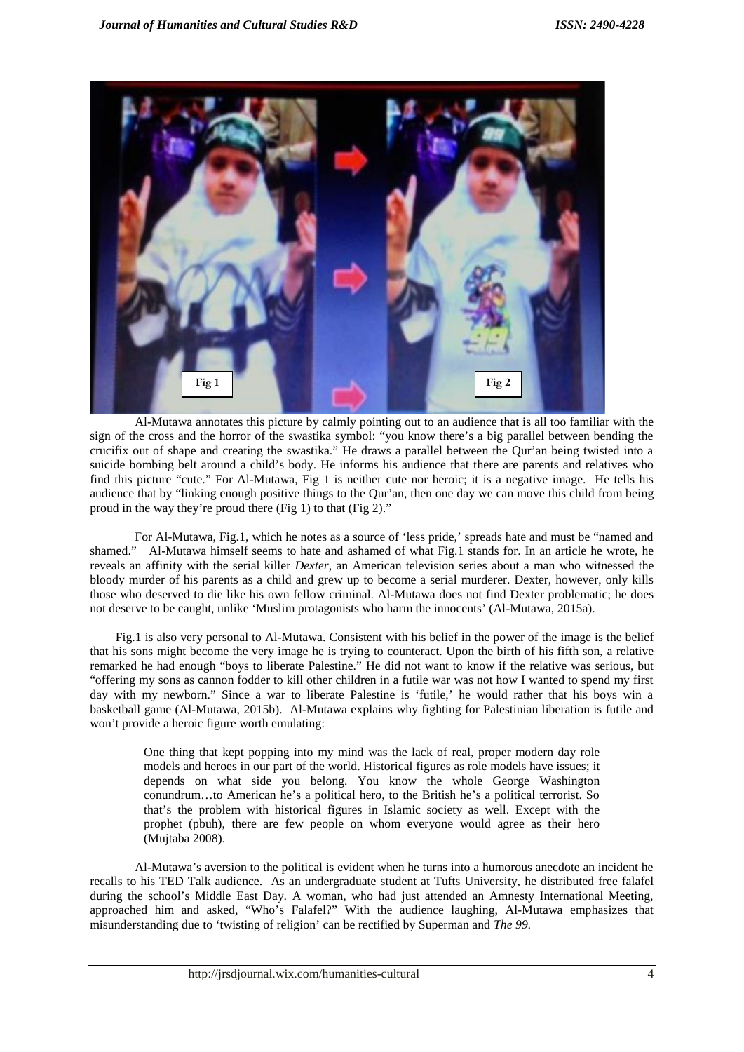Fig 1

Fig 2

Al-Mutawa annotates this picture by calmly pointing out to an audience that is all too familiar with the sign of the cross and the horror of the swastika symbol: "you know there's a big parallel between bending the crucifix out of shape and creating the swastika." He draws a parallel between the Qur'an being twisted into a suicide bombing belt around a child's body. He informs his audience that there are parents and relatives who find this picture "cute." For Al-Mutawa, Fig 1 is neither cute nor heroic; it is a negative image. He tells his audience that by "linking enough positive things to the Qur'an, then one day we can move this child from being proud in the way they're proud there (Fig 1) to that (Fig 2)."

For Al-Mutawa, Fig.1, which he notes as a source of 'less pride,' spreads hate and must be "named and shamed." Al-Mutawa himself seems to hate and ashamed of what Fig.1 stands for. In an article he wrote, he reveals an affinity with the serial killer *Dexter*, an American television series about a man who witnessed the bloody murder of his parents as a child and grew up to become a serial murderer. Dexter, however, only kills those who deserved to die like his own fellow criminal. Al-Mutawa does not find Dexter problematic; he does not deserve to be caught, unlike 'Muslim protagonists who harm the innocents' (Al-Mutawa, 2015a).

Fig.1 is also very personal to Al-Mutawa. Consistent with his belief in the power of the image is the belief that his sons might become the very image he is trying to counteract. Upon the birth of his fifth son, a relative remarked he had enough "boys to liberate Palestine." He did not want to know if the relative was serious, but "offering my sons as cannon fodder to kill other children in a futile war was not how I wanted to spend my first day with my newborn." Since a war to liberate Palestine is 'futile,' he would rather that his boys win a basketball game (Al-Mutawa, 2015b). Al-Mutawa explains why fighting for Palestinian liberation is futile and won't provide a heroic figure worth emulating:

> One thing that kept popping into my mind was the lack of real, proper modern day role models and heroes in our part of the world. Historical figures as role models have issues; it depends on what side you belong. You know the whole George Washington conundrum…to American he's a political hero, to the British he's a political terrorist. So that's the problem with historical figures in Islamic society as well. Except with the prophet (pbuh), there are few people on whom everyone would agree as their hero (Mujtaba 2008).

Al-Mutawa's aversion to the political is evident when he turns into a humorous anecdote an incident he recalls to his TED Talk audience. As an undergraduate student at Tufts University, he distributed free falafel during the school's Middle East Day. A woman, who had just attended an Amnesty International Meeting, approached him and asked, "Who's Falafel?" With the audience laughing, Al-Mutawa emphasizes that misunderstanding due to 'twisting of religion' can be rectified by Superman and *The 99*.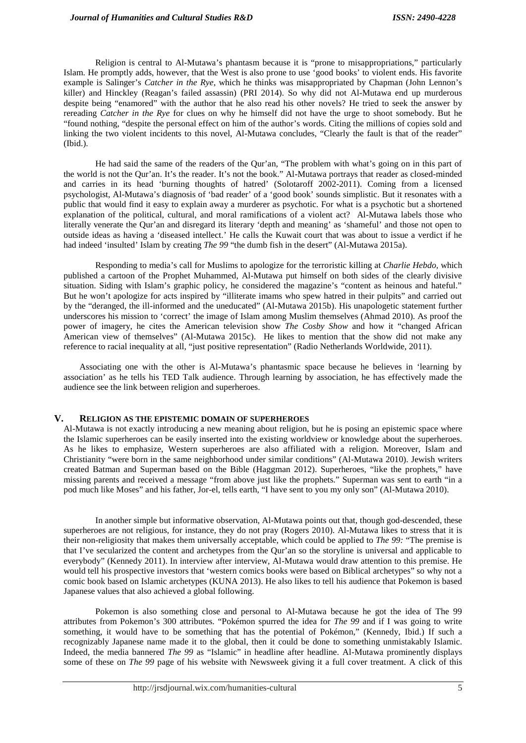Religion is central to Al-Mutawa's phantasm because it is "prone to misappropriations," particularly Islam. He promptly adds, however, that the West is also prone to use 'good books' to violent ends. His favorite example is Salinger's *Catcher in the Rye*, which he thinks was misappropriated by Chapman (John Lennon's killer) and Hinckley (Reagan's failed assassin) (PRI 2014). So why did not Al-Mutawa end up murderous despite being "enamored" with the author that he also read his other novels? He tried to seek the answer by rereading *Catcher in the Rye* for clues on why he himself did not have the urge to shoot somebody. But he "found nothing, "despite the personal effect on him of the author's words. Citing the millions of copies sold and linking the two violent incidents to this novel, Al-Mutawa concludes, "Clearly the fault is that of the reader" (Ibid.).

He had said the same of the readers of the Qur'an, "The problem with what's going on in this part of the world is not the Qur'an. It's the reader. It's not the book." Al-Mutawa portrays that reader as closed-minded and carries in its head 'burning thoughts of hatred' (Solotaroff 2002-2011). Coming from a licensed psychologist, Al-Mutawa's diagnosis of 'bad reader' of a 'good book' sounds simplistic. But it resonates with a public that would find it easy to explain away a murderer as psychotic. For what is a psychotic but a shortened explanation of the political, cultural, and moral ramifications of a violent act? Al-Mutawa labels those who literally venerate the Qur'an and disregard its literary 'depth and meaning' as 'shameful' and those not open to outside ideas as having a 'diseased intellect.' He calls the Kuwait court that was about to issue a verdict if he had indeed 'insulted' Islam by creating *The 99* "the dumb fish in the desert" (Al-Mutawa 2015a).

Responding to media's call for Muslims to apologize for the terroristic killing at *Charlie Hebdo*, which published a cartoon of the Prophet Muhammed, Al-Mutawa put himself on both sides of the clearly divisive situation. Siding with Islam's graphic policy, he considered the magazine's "content as heinous and hateful." But he won't apologize for acts inspired by "illiterate imams who spew hatred in their pulpits" and carried out by the "deranged, the ill-informed and the uneducated" (Al-Mutawa 2015b). His unapologetic statement further underscores his mission to 'correct' the image of Islam among Muslim themselves (Ahmad 2010). As proof the power of imagery, he cites the American television show *The Cosby Show* and how it "changed African American view of themselves" (Al-Mutawa 2015c). He likes to mention that the show did not make any reference to racial inequality at all, "just positive representation" (Radio Netherlands Worldwide, 2011).

Associating one with the other is Al-Mutawa's phantasmic space because he believes in 'learning by association' as he tells his TED Talk audience. Through learning by association, he has effectively made the audience see the link between religion and superheroes.

## V. RELIGION AS THE EPISTEMIC DOMAIN OF SUPERHEROES

Al-Mutawa is not exactly introducing a new meaning about religion, but he is posing an epistemic space where the Islamic superheroes can be easily inserted into the existing worldview or knowledge about the superheroes. As he likes to emphasize, Western superheroes are also affiliated with a religion. Moreover, Islam and Christianity "were born in the same neighborhood under similar conditions" (Al-Mutawa 2010). Jewish writers created Batman and Superman based on the Bible (Haggman 2012). Superheroes, "like the prophets," have missing parents and received a message "from above just like the prophets." Superman was sent to earth "in a pod much like Moses" and his father, Jor-el, tells earth, "I have sent to you my only son" (Al-Mutawa 2010).

In another simple but informative observation, Al-Mutawa points out that, though god-descended, these superheroes are not religious, for instance, they do not pray (Rogers 2010). Al-Mutawa likes to stress that it is their non-religiosity that makes them universally acceptable, which could be applied to *The 99:* "The premise is that I've secularized the content and archetypes from the Qur'an so the storyline is universal and applicable to everybody" (Kennedy 2011). In interview after interview, Al-Mutawa would draw attention to this premise. He would tell his prospective investors that 'western comics books were based on Biblical archetypes" so why not a comic book based on Islamic archetypes (KUNA 2013). He also likes to tell his audience that Pokemon is based Japanese values that also achieved a global following.

Pokemon is also something close and personal to Al-Mutawa because he got the idea of The 99 attributes from Pokemon's 300 attributes. "Pokémon spurred the idea for *The 99* and if I was going to write something, it would have to be something that has the potential of Pokémon," (Kennedy, Ibid.) If such a recognizably Japanese name made it to the global, then it could be done to something unmistakably Islamic. Indeed, the media bannered *The 99* as "Islamic" in headline after headline. Al-Mutawa prominently displays some of these on *The 99* page of his website with Newsweek giving it a full cover treatment. A click of this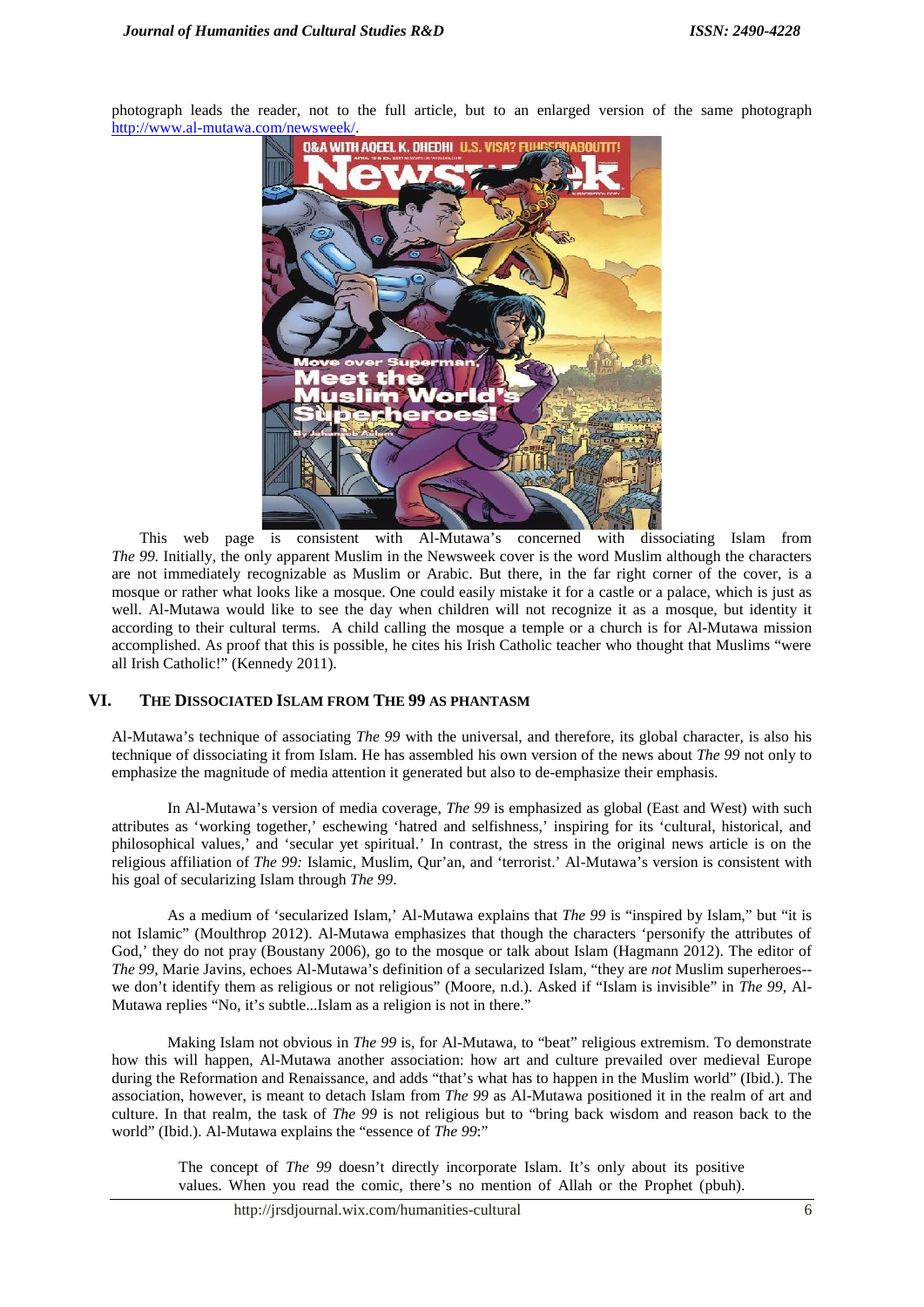photograph leads the reader, not to the full article, but to an enlarged version of the same photograph http://www.al-mutawa.com/newsweek/.

This web page is consistent with Al-Mutawa's concerned with dissociating Islam from *The 99*. Initially, the only apparent Muslim in the Newsweek cover is the word Muslim although the characters are not immediately recognizable as Muslim or Arabic. But there, in the far right corner of the cover, is a mosque or rather what looks like a mosque. One could easily mistake it for a castle or a palace, which is just as well. Al-Mutawa would like to see the day when children will not recognize it as a mosque, but identity it according to their cultural terms. A child calling the mosque a temple or a church is for Al-Mutawa mission accomplished. As proof that this is possible, he cites his Irish Catholic teacher who thought that Muslims "were all Irish Catholic!" (Kennedy 2011).

## VI. THE DISSOCIATED ISLAM FROM THE 99 AS PHANTASM

Al-Mutawa's technique of associating *The 99* with the universal, and therefore, its global character, is also his technique of dissociating it from Islam. He has assembled his own version of the news about *The 99* not only to emphasize the magnitude of media attention it generated but also to de-emphasize their emphasis.

In Al-Mutawa's version of media coverage, *The 99* is emphasized as global (East and West) with such attributes as 'working together,' eschewing 'hatred and selfishness,' inspiring for its 'cultural, historical, and philosophical values,' and 'secular yet spiritual.' In contrast, the stress in the original news article is on the religious affiliation of *The 99:* Islamic, Muslim, Qur'an, and 'terrorist.' Al-Mutawa's version is consistent with his goal of secularizing Islam through *The 99*.

As a medium of 'secularized Islam,' Al-Mutawa explains that *The 99* is "inspired by Islam," but "it is not Islamic" (Moulthrop 2012). Al-Mutawa emphasizes that though the characters 'personify the attributes of God,' they do not pray (Boustany 2006), go to the mosque or talk about Islam (Hagmann 2012). The editor of *The 99*, Marie Javins, echoes Al-Mutawa's definition of a secularized Islam, "they are *not* Muslim superheroes--we don't identify them as religious or not religious" (Moore, n.d.). Asked if "Islam is invisible" in *The 99*, Al-Mutawa replies "No, it's subtle...Islam as a religion is not in there."

Making Islam not obvious in *The 99* is, for Al-Mutawa, to "beat" religious extremism. To demonstrate how this will happen, Al-Mutawa another association: how art and culture prevailed over medieval Europe during the Reformation and Renaissance, and adds "that's what has to happen in the Muslim world" (Ibid.). The association, however, is meant to detach Islam from *The 99* as Al-Mutawa positioned it in the realm of art and culture. In that realm, the task of *The 99* is not religious but to "bring back wisdom and reason back to the world" (Ibid.). Al-Mutawa explains the "essence of *The 99*:"

> The concept of *The 99* doesn't directly incorporate Islam. It's only about its positive values. When you read the comic, there's no mention of Allah or the Prophet (pbuh).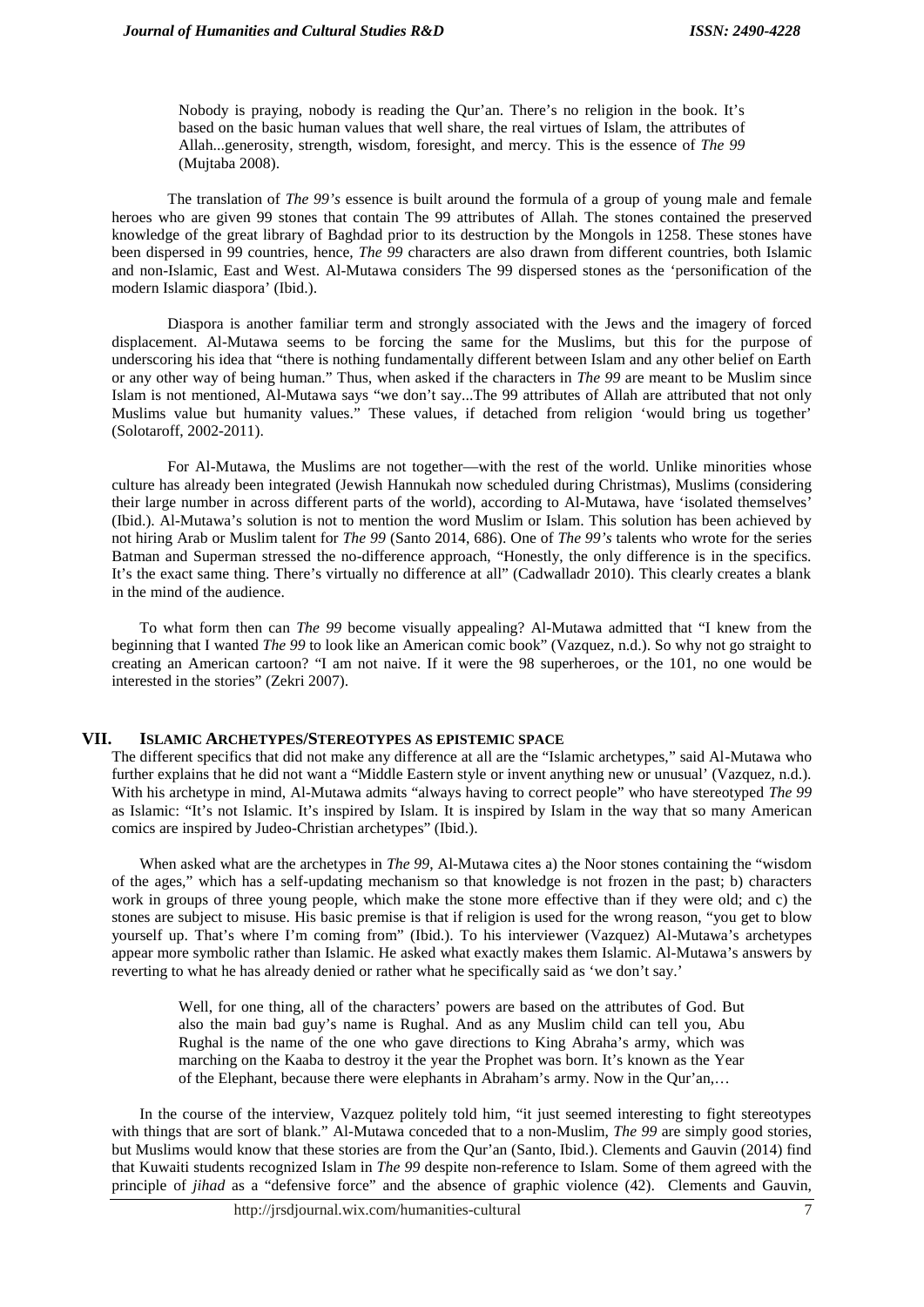> Nobody is praying, nobody is reading the Qur'an. There's no religion in the book. It's based on the basic human values that well share, the real virtues of Islam, the attributes of Allah...generosity, strength, wisdom, foresight, and mercy. This is the essence of *The 99* (Mujtaba 2008).

The translation of *The 99's* essence is built around the formula of a group of young male and female heroes who are given 99 stones that contain The 99 attributes of Allah. The stones contained the preserved knowledge of the great library of Baghdad prior to its destruction by the Mongols in 1258. These stones have been dispersed in 99 countries, hence, *The 99* characters are also drawn from different countries, both Islamic and non-Islamic, East and West. Al-Mutawa considers The 99 dispersed stones as the 'personification of the modern Islamic diaspora' (Ibid.).

Diaspora is another familiar term and strongly associated with the Jews and the imagery of forced displacement. Al-Mutawa seems to be forcing the same for the Muslims, but this for the purpose of underscoring his idea that "there is nothing fundamentally different between Islam and any other belief on Earth or any other way of being human." Thus, when asked if the characters in *The 99* are meant to be Muslim since Islam is not mentioned, Al-Mutawa says "we don't say...The 99 attributes of Allah are attributed that not only Muslims value but humanity values." These values, if detached from religion 'would bring us together' (Solotaroff, 2002-2011).

For Al-Mutawa, the Muslims are not together—with the rest of the world. Unlike minorities whose culture has already been integrated (Jewish Hannukah now scheduled during Christmas), Muslims (considering their large number in across different parts of the world), according to Al-Mutawa, have 'isolated themselves' (Ibid.). Al-Mutawa's solution is not to mention the word Muslim or Islam. This solution has been achieved by not hiring Arab or Muslim talent for *The 99* (Santo 2014, 686). One of *The 99's* talents who wrote for the series Batman and Superman stressed the no-difference approach, "Honestly, the only difference is in the specifics. It's the exact same thing. There's virtually no difference at all" (Cadwalladr 2010). This clearly creates a blank in the mind of the audience.

To what form then can *The 99* become visually appealing? Al-Mutawa admitted that "I knew from the beginning that I wanted *The 99* to look like an American comic book" (Vazquez, n.d.). So why not go straight to creating an American cartoon? "I am not naive. If it were the 98 superheroes, or the 101, no one would be interested in the stories" (Zekri 2007).

## VII. Islamic Archetypes/Stereotypes as Epistemic Space

The different specifics that did not make any difference at all are the "Islamic archetypes," said Al-Mutawa who further explains that he did not want a "Middle Eastern style or invent anything new or unusual' (Vazquez, n.d.). With his archetype in mind, Al-Mutawa admits "always having to correct people" who have stereotyped *The 99* as Islamic: "It's not Islamic. It's inspired by Islam. It is inspired by Islam in the way that so many American comics are inspired by Judeo-Christian archetypes" (Ibid.).

When asked what are the archetypes in *The 99*, Al-Mutawa cites a) the Noor stones containing the "wisdom of the ages," which has a self-updating mechanism so that knowledge is not frozen in the past; b) characters work in groups of three young people, which make the stone more effective than if they were old; and c) the stones are subject to misuse. His basic premise is that if religion is used for the wrong reason, "you get to blow yourself up. That's where I'm coming from" (Ibid.). To his interviewer (Vazquez) Al-Mutawa's archetypes appear more symbolic rather than Islamic. He asked what exactly makes them Islamic. Al-Mutawa's answers by reverting to what he has already denied or rather what he specifically said as 'we don't say.'

> Well, for one thing, all of the characters' powers are based on the attributes of God. But also the main bad guy's name is Rughal. And as any Muslim child can tell you, Abu Rughal is the name of the one who gave directions to King Abraha's army, which was marching on the Kaaba to destroy it the year the Prophet was born. It's known as the Year of the Elephant, because there were elephants in Abraham's army. Now in the Qur'an,…

In the course of the interview, Vazquez politely told him, "it just seemed interesting to fight stereotypes with things that are sort of blank." Al-Mutawa conceded that to a non-Muslim, *The 99* are simply good stories, but Muslims would know that these stories are from the Qur'an (Santo, Ibid.). Clements and Gauvin (2014) find that Kuwaiti students recognized Islam in *The 99* despite non-reference to Islam. Some of them agreed with the principle of *jihad* as a "defensive force" and the absence of graphic violence (42). Clements and Gauvin,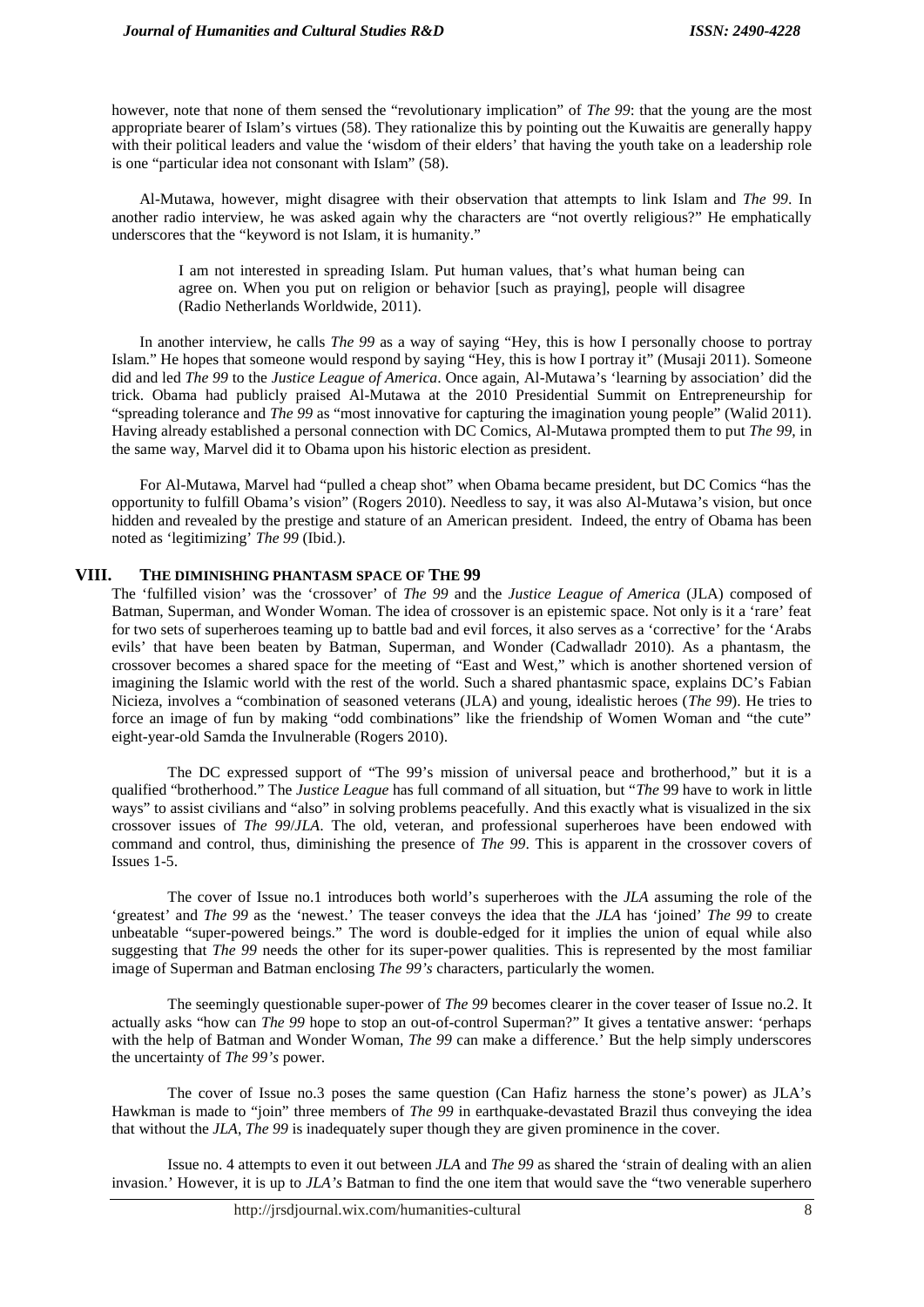however, note that none of them sensed the "revolutionary implication" of *The 99*: that the young are the most appropriate bearer of Islam's virtues (58). They rationalize this by pointing out the Kuwaitis are generally happy with their political leaders and value the 'wisdom of their elders' that having the youth take on a leadership role is one "particular idea not consonant with Islam" (58).

Al-Mutawa, however, might disagree with their observation that attempts to link Islam and *The 99*. In another radio interview, he was asked again why the characters are "not overtly religious?" He emphatically underscores that the "keyword is not Islam, it is humanity."

> I am not interested in spreading Islam. Put human values, that's what human being can agree on. When you put on religion or behavior [such as praying], people will disagree (Radio Netherlands Worldwide, 2011).

In another interview, he calls *The 99* as a way of saying "Hey, this is how I personally choose to portray Islam." He hopes that someone would respond by saying "Hey, this is how I portray it" (Musaji 2011). Someone did and led *The 99* to the *Justice League of America*. Once again, Al-Mutawa's 'learning by association' did the trick. Obama had publicly praised Al-Mutawa at the 2010 Presidential Summit on Entrepreneurship for "spreading tolerance and *The 99* as "most innovative for capturing the imagination young people" (Walid 2011). Having already established a personal connection with DC Comics, Al-Mutawa prompted them to put *The 99*, in the same way, Marvel did it to Obama upon his historic election as president.

For Al-Mutawa, Marvel had "pulled a cheap shot" when Obama became president, but DC Comics "has the opportunity to fulfill Obama's vision" (Rogers 2010). Needless to say, it was also Al-Mutawa's vision, but once hidden and revealed by the prestige and stature of an American president. Indeed, the entry of Obama has been noted as 'legitimizing' *The 99* (Ibid.).

## VIII. THE DIMINISHING PHANTASM SPACE OF THE 99

The 'fulfilled vision' was the 'crossover' of *The 99* and the *Justice League of America* (JLA) composed of Batman, Superman, and Wonder Woman. The idea of crossover is an epistemic space. Not only is it a 'rare' feat for two sets of superheroes teaming up to battle bad and evil forces, it also serves as a 'corrective' for the 'Arabs evils' that have been beaten by Batman, Superman, and Wonder (Cadwalladr 2010). As a phantasm, the crossover becomes a shared space for the meeting of "East and West," which is another shortened version of imagining the Islamic world with the rest of the world. Such a shared phantasmic space, explains DC's Fabian Nicieza, involves a "combination of seasoned veterans (JLA) and young, idealistic heroes (*The 99*). He tries to force an image of fun by making "odd combinations" like the friendship of Women Woman and "the cute" eight-year-old Samda the Invulnerable (Rogers 2010).

The DC expressed support of "The 99's mission of universal peace and brotherhood," but it is a qualified "brotherhood." The *Justice League* has full command of all situation, but "*The* 99 have to work in little ways" to assist civilians and "also" in solving problems peacefully. And this exactly what is visualized in the six crossover issues of *The 99*/*JLA*. The old, veteran, and professional superheroes have been endowed with command and control, thus, diminishing the presence of *The 99*. This is apparent in the crossover covers of Issues 1-5.

The cover of Issue no.1 introduces both world's superheroes with the *JLA* assuming the role of the 'greatest' and *The 99* as the 'newest.' The teaser conveys the idea that the *JLA* has 'joined' *The 99* to create unbeatable "super-powered beings." The word is double-edged for it implies the union of equal while also suggesting that *The 99* needs the other for its super-power qualities. This is represented by the most familiar image of Superman and Batman enclosing *The 99's* characters, particularly the women.

The seemingly questionable super-power of *The 99* becomes clearer in the cover teaser of Issue no.2. It actually asks "how can *The 99* hope to stop an out-of-control Superman?" It gives a tentative answer: 'perhaps with the help of Batman and Wonder Woman, *The 99* can make a difference.' But the help simply underscores the uncertainty of *The 99's* power.

The cover of Issue no.3 poses the same question (Can Hafiz harness the stone's power) as JLA's Hawkman is made to "join" three members of *The 99* in earthquake-devastated Brazil thus conveying the idea that without the *JLA*, *The 99* is inadequately super though they are given prominence in the cover.

Issue no. 4 attempts to even it out between *JLA* and *The 99* as shared the 'strain of dealing with an alien invasion.' However, it is up to *JLA's* Batman to find the one item that would save the "two venerable superhero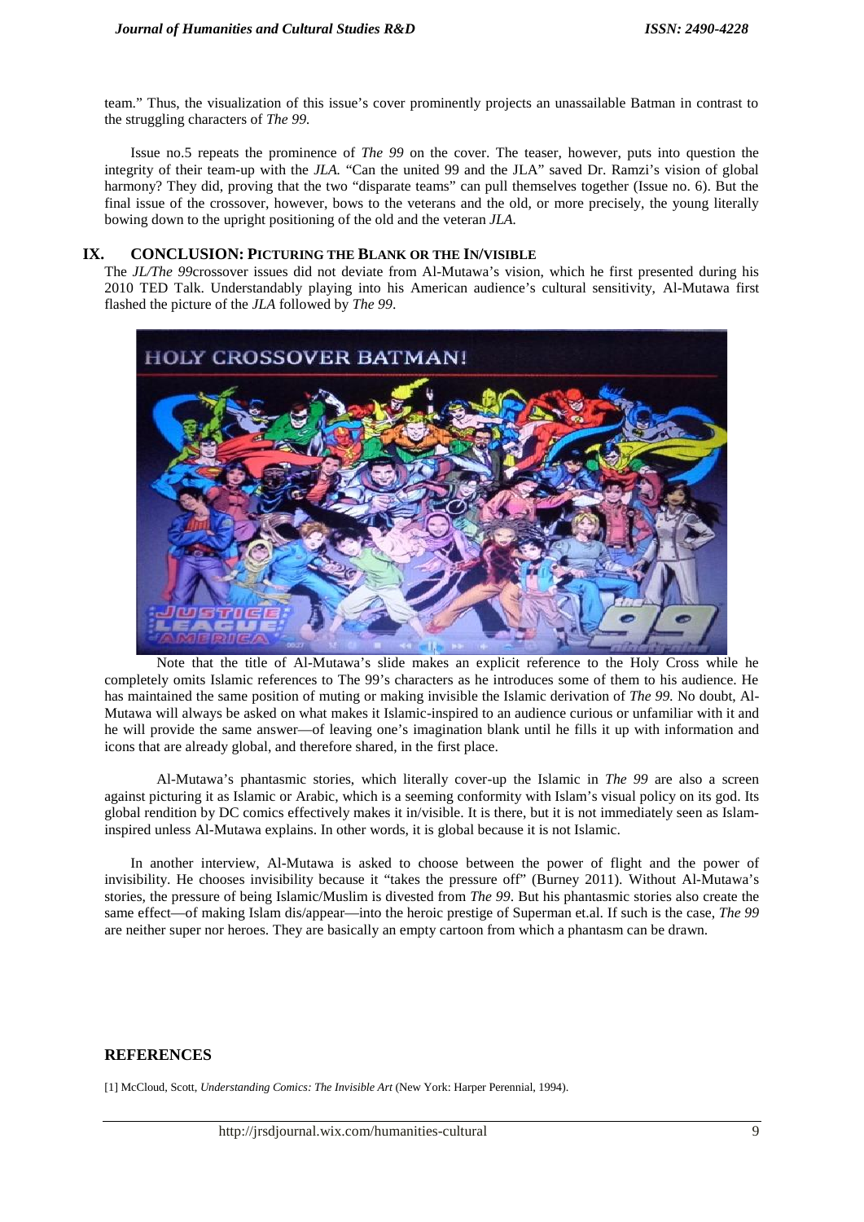team." Thus, the visualization of this issue's cover prominently projects an unassailable Batman in contrast to the struggling characters of *The 99.*

Issue no.5 repeats the prominence of *The 99* on the cover. The teaser, however, puts into question the integrity of their team-up with the *JLA.* "Can the united 99 and the JLA" saved Dr. Ramzi's vision of global harmony? They did, proving that the two "disparate teams" can pull themselves together (Issue no. 6). But the final issue of the crossover, however, bows to the veterans and the old, or more precisely, the young literally bowing down to the upright positioning of the old and the veteran *JLA.*

## IX. CONCLUSION: PICTURING THE BLANK OR THE IN/VISIBLE

The *JL/The 99*crossover issues did not deviate from Al-Mutawa's vision, which he first presented during his 2010 TED Talk. Understandably playing into his American audience's cultural sensitivity, Al-Mutawa first flashed the picture of the *JLA* followed by *The 99*.

Note that the title of Al-Mutawa's slide makes an explicit reference to the Holy Cross while he completely omits Islamic references to The 99's characters as he introduces some of them to his audience. He has maintained the same position of muting or making invisible the Islamic derivation of *The 99.* No doubt, Al-Mutawa will always be asked on what makes it Islamic-inspired to an audience curious or unfamiliar with it and he will provide the same answer—of leaving one's imagination blank until he fills it up with information and icons that are already global, and therefore shared, in the first place.

Al-Mutawa's phantasmic stories, which literally cover-up the Islamic in *The 99* are also a screen against picturing it as Islamic or Arabic, which is a seeming conformity with Islam's visual policy on its god. Its global rendition by DC comics effectively makes it in/visible. It is there, but it is not immediately seen as Islam-inspired unless Al-Mutawa explains. In other words, it is global because it is not Islamic.

In another interview, Al-Mutawa is asked to choose between the power of flight and the power of invisibility. He chooses invisibility because it "takes the pressure off" (Burney 2011). Without Al-Mutawa's stories, the pressure of being Islamic/Muslim is divested from *The 99*. But his phantasmic stories also create the same effect—of making Islam dis/appear—into the heroic prestige of Superman et.al. If such is the case, *The 99* are neither super nor heroes. They are basically an empty cartoon from which a phantasm can be drawn.

## REFERENCES

[1] McCloud, Scott, *Understanding Comics: The Invisible Art* (New York: Harper Perennial, 1994).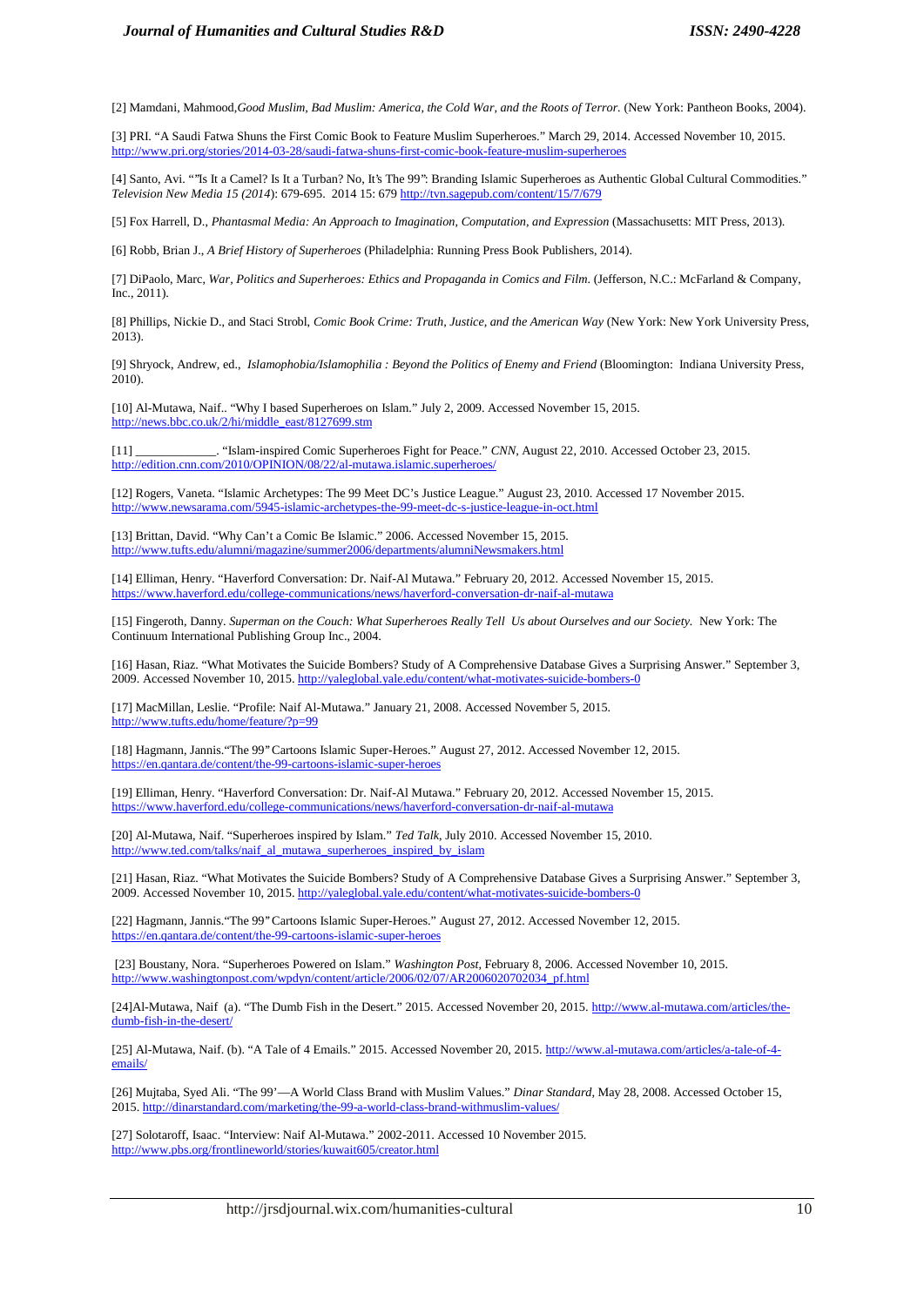[2] Mamdani, Mahmood,*Good Muslim, Bad Muslim: America, the Cold War, and the Roots of Terror.* (New York: Pantheon Books, 2004).

[3] PRI. "A Saudi Fatwa Shuns the First Comic Book to Feature Muslim Superheroes." March 29, 2014. Accessed November 10, 2015. http://www.pri.org/stories/2014-03-28/saudi-fatwa-shuns-first-comic-book-feature-muslim-superheroes

[4] Santo, Avi. ""Is It a Camel? Is It a Turban? No, It's The 99": Branding Islamic Superheroes as Authentic Global Cultural Commodities." *Television New Media 15 (2014*): 679-695. 2014 15: 679 http://tvn.sagepub.com/content/15/7/679

[5] Fox Harrell, D., *Phantasmal Media: An Approach to Imagination, Computation, and Expression* (Massachusetts: MIT Press, 2013).

[6] Robb, Brian J., *A Brief History of Superheroes* (Philadelphia: Running Press Book Publishers, 2014).

[7] DiPaolo, Marc, *War, Politics and Superheroes: Ethics and Propaganda in Comics and Film.* (Jefferson, N.C.: McFarland & Company, Inc., 2011).

[8] Phillips, Nickie D., and Staci Strobl, *Comic Book Crime: Truth, Justice, and the American Way* (New York: New York University Press, 2013).

[9] Shryock, Andrew, ed., *Islamophobia/Islamophilia : Beyond the Politics of Enemy and Friend* (Bloomington: Indiana University Press, 2010).

[10] Al-Mutawa, Naif.. "Why I based Superheroes on Islam." July 2, 2009. Accessed November 15, 2015. http://news.bbc.co.uk/2/hi/middle_east/8127699.stm

[11] _____________. "Islam-inspired Comic Superheroes Fight for Peace." *CNN*, August 22, 2010. Accessed October 23, 2015. http://edition.cnn.com/2010/OPINION/08/22/al-mutawa.islamic.superheroes/

[12] Rogers, Vaneta. "Islamic Archetypes: The 99 Meet DC's Justice League." August 23, 2010. Accessed 17 November 2015. http://www.newsarama.com/5945-islamic-archetypes-the-99-meet-dc-s-justice-league-in-oct.html

[13] Brittan, David. "Why Can't a Comic Be Islamic." 2006. Accessed November 15, 2015. http://www.tufts.edu/alumni/magazine/summer2006/departments/alumniNewsmakers.html

[14] Elliman, Henry. "Haverford Conversation: Dr. Naif-Al Mutawa." February 20, 2012. Accessed November 15, 2015. https://www.haverford.edu/college-communications/news/haverford-conversation-dr-naif-al-mutawa

[15] Fingeroth, Danny. *Superman on the Couch: What Superheroes Really Tell Us about Ourselves and our Society.* New York: The Continuum International Publishing Group Inc., 2004.

[16] Hasan, Riaz. "What Motivates the Suicide Bombers? Study of A Comprehensive Database Gives a Surprising Answer." September 3, 2009. Accessed November 10, 2015. http://yaleglobal.yale.edu/content/what-motivates-suicide-bombers-0

[17] MacMillan, Leslie. "Profile: Naif Al-Mutawa." January 21, 2008. Accessed November 5, 2015. http://www.tufts.edu/home/feature/?p=99

[18] Hagmann, Jannis."The 99" Cartoons Islamic Super-Heroes." August 27, 2012. Accessed November 12, 2015. https://en.qantara.de/content/the-99-cartoons-islamic-super-heroes

[19] Elliman, Henry. "Haverford Conversation: Dr. Naif-Al Mutawa." February 20, 2012. Accessed November 15, 2015. https://www.haverford.edu/college-communications/news/haverford-conversation-dr-naif-al-mutawa

[20] Al-Mutawa, Naif. "Superheroes inspired by Islam." *Ted Talk*, July 2010. Accessed November 15, 2010. http://www.ted.com/talks/naif_al_mutawa_superheroes_inspired_by_islam

[21] Hasan, Riaz. "What Motivates the Suicide Bombers? Study of A Comprehensive Database Gives a Surprising Answer." September 3, 2009. Accessed November 10, 2015. http://yaleglobal.yale.edu/content/what-motivates-suicide-bombers-0

[22] Hagmann, Jannis."The 99" Cartoons Islamic Super-Heroes." August 27, 2012. Accessed November 12, 2015. https://en.qantara.de/content/the-99-cartoons-islamic-super-heroes

[23] Boustany, Nora. "Superheroes Powered on Islam." *Washington Post*, February 8, 2006. Accessed November 10, 2015. http://www.washingtonpost.com/wpdyn/content/article/2006/02/07/AR2006020702034_pf.html

[24]Al-Mutawa, Naif (a). "The Dumb Fish in the Desert." 2015. Accessed November 20, 2015. http://www.al-mutawa.com/articles/the-dumb-fish-in-the-desert/

[25] Al-Mutawa, Naif. (b). "A Tale of 4 Emails." 2015. Accessed November 20, 2015. http://www.al-mutawa.com/articles/a-tale-of-4-emails/

[26] Mujtaba, Syed Ali. "The 99'—A World Class Brand with Muslim Values." *Dinar Standard*, May 28, 2008. Accessed October 15, 2015. http://dinarstandard.com/marketing/the-99-a-world-class-brand-withmuslim-values/

[27] Solotaroff, Isaac. "Interview: Naif Al-Mutawa." 2002-2011. Accessed 10 November 2015. http://www.pbs.org/frontlineworld/stories/kuwait605/creator.html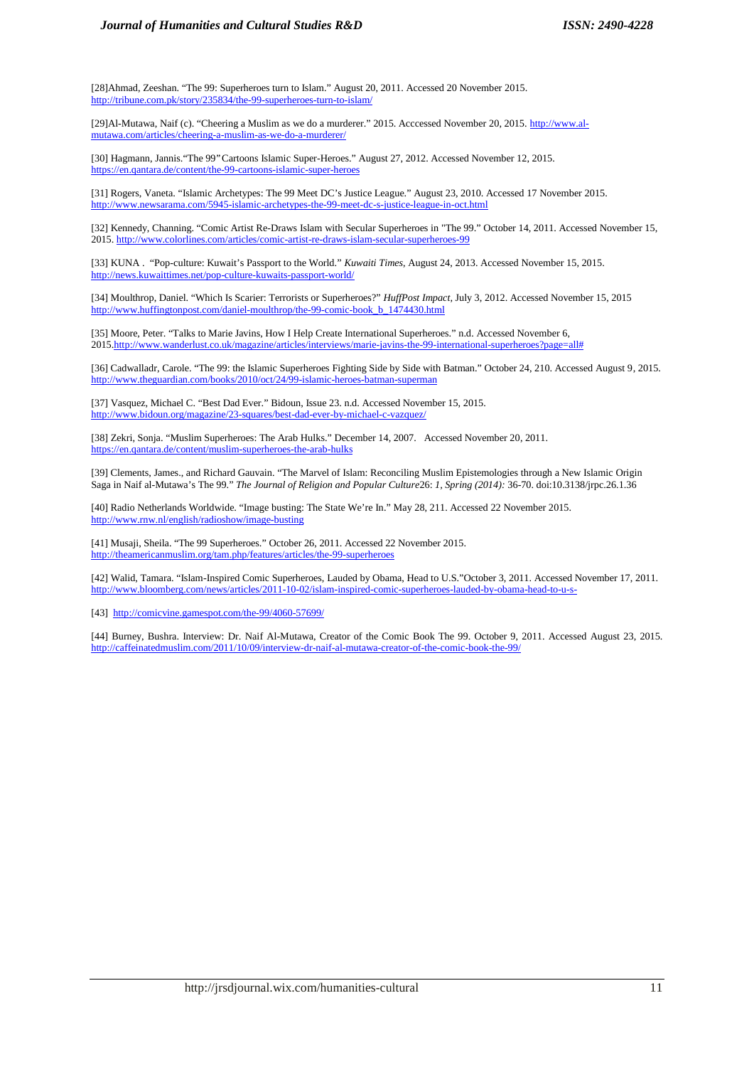[28]Ahmad, Zeeshan. "The 99: Superheroes turn to Islam." August 20, 2011. Accessed 20 November 2015. http://tribune.com.pk/story/235834/the-99-superheroes-turn-to-islam/

[29]Al-Mutawa, Naif (c). "Cheering a Muslim as we do a murderer." 2015. Acccessed November 20, 2015. http://www.al-mutawa.com/articles/cheering-a-muslim-as-we-do-a-murderer/

[30] Hagmann, Jannis."The 99" Cartoons Islamic Super-Heroes." August 27, 2012. Accessed November 12, 2015. https://en.qantara.de/content/the-99-cartoons-islamic-super-heroes

[31] Rogers, Vaneta. "Islamic Archetypes: The 99 Meet DC's Justice League." August 23, 2010. Accessed 17 November 2015. http://www.newsarama.com/5945-islamic-archetypes-the-99-meet-dc-s-justice-league-in-oct.html

[32] Kennedy, Channing. "Comic Artist Re-Draws Islam with Secular Superheroes in "The 99." October 14, 2011. Accessed November 15, 2015. http://www.colorlines.com/articles/comic-artist-re-draws-islam-secular-superheroes-99

[33] KUNA . "Pop-culture: Kuwait's Passport to the World." *Kuwaiti Times*, August 24, 2013. Accessed November 15, 2015. http://news.kuwaittimes.net/pop-culture-kuwaits-passport-world/

[34] Moulthrop, Daniel. "Which Is Scarier: Terrorists or Superheroes?" *HuffPost Impact*, July 3, 2012. Accessed November 15, 2015 http://www.huffingtonpost.com/daniel-moulthrop/the-99-comic-book_b_1474430.html

[35] Moore, Peter. "Talks to Marie Javins, How I Help Create International Superheroes." n.d. Accessed November 6, 2015.http://www.wanderlust.co.uk/magazine/articles/interviews/marie-javins-the-99-international-superheroes?page=all#

[36] Cadwalladr, Carole. "The 99: the Islamic Superheroes Fighting Side by Side with Batman." October 24, 210. Accessed August 9, 2015. http://www.theguardian.com/books/2010/oct/24/99-islamic-heroes-batman-superman

[37] Vasquez, Michael C. "Best Dad Ever." Bidoun, Issue 23. n.d. Accessed November 15, 2015. http://www.bidoun.org/magazine/23-squares/best-dad-ever-by-michael-c-vazquez/

[38] Zekri, Sonja. "Muslim Superheroes: The Arab Hulks." December 14, 2007. Accessed November 20, 2011. https://en.qantara.de/content/muslim-superheroes-the-arab-hulks

[39] Clements, James., and Richard Gauvain. "The Marvel of Islam: Reconciling Muslim Epistemologies through a New Islamic Origin Saga in Naif al-Mutawa's The 99." *The Journal of Religion and Popular Culture*26: *1, Spring (2014):* 36-70. doi:10.3138/jrpc.26.1.36

[40] Radio Netherlands Worldwide. "Image busting: The State We're In." May 28, 211. Accessed 22 November 2015. http://www.rnw.nl/english/radioshow/image-busting

[41] Musaji, Sheila. "The 99 Superheroes." October 26, 2011. Accessed 22 November 2015. http://theamericanmuslim.org/tam.php/features/articles/the-99-superheroes

[42] Walid, Tamara. "Islam-Inspired Comic Superheroes, Lauded by Obama, Head to U.S."October 3, 2011. Accessed November 17, 2011. http://www.bloomberg.com/news/articles/2011-10-02/islam-inspired-comic-superheroes-lauded-by-obama-head-to-u-s-

[43] http://comicvine.gamespot.com/the-99/4060-57699/

[44] Burney, Bushra. Interview: Dr. Naif Al-Mutawa, Creator of the Comic Book The 99. October 9, 2011. Accessed August 23, 2015. http://caffeinatedmuslim.com/2011/10/09/interview-dr-naif-al-mutawa-creator-of-the-comic-book-the-99/